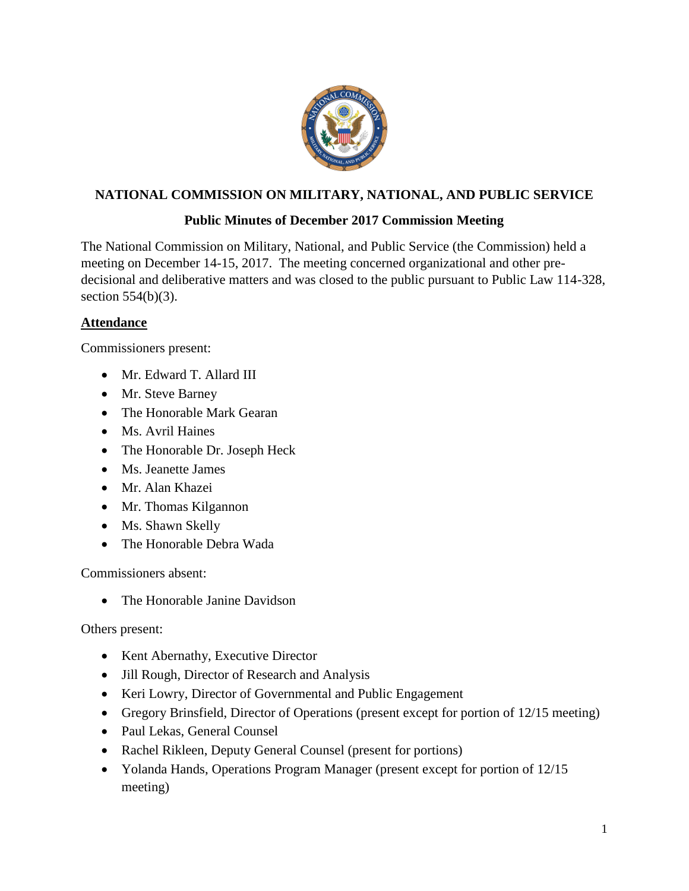# NATIONAL COMMISSION ON MILITARY, NATIONAL, AND PUBLIC SERVICE

## Public Minutes of December 2017 Commission Meeting

The National Commission on Military, National, and Public Service (the Commission) held a meeting on December 14-15, 2017. The meeting concerned organizational and other pre-decisional and deliberative matters and was closed to the public pursuant to Public Law 114-328, section 554(b)(3).

### Attendance

Commissioners present:

- Mr. Edward T. Allard III
- Mr. Steve Barney
- The Honorable Mark Gearan
- Ms. Avril Haines
- The Honorable Dr. Joseph Heck
- Ms. Jeanette James
- Mr. Alan Khazei
- Mr. Thomas Kilgannon
- Ms. Shawn Skelly
- The Honorable Debra Wada

Commissioners absent:

- The Honorable Janine Davidson

Others present:

- Kent Abernathy, Executive Director
- Jill Rough, Director of Research and Analysis
- Keri Lowry, Director of Governmental and Public Engagement
- Gregory Brinsfield, Director of Operations (present except for portion of 12/15 meeting)
- Paul Lekas, General Counsel
- Rachel Rikleen, Deputy General Counsel (present for portions)
- Yolanda Hands, Operations Program Manager (present except for portion of 12/15 meeting)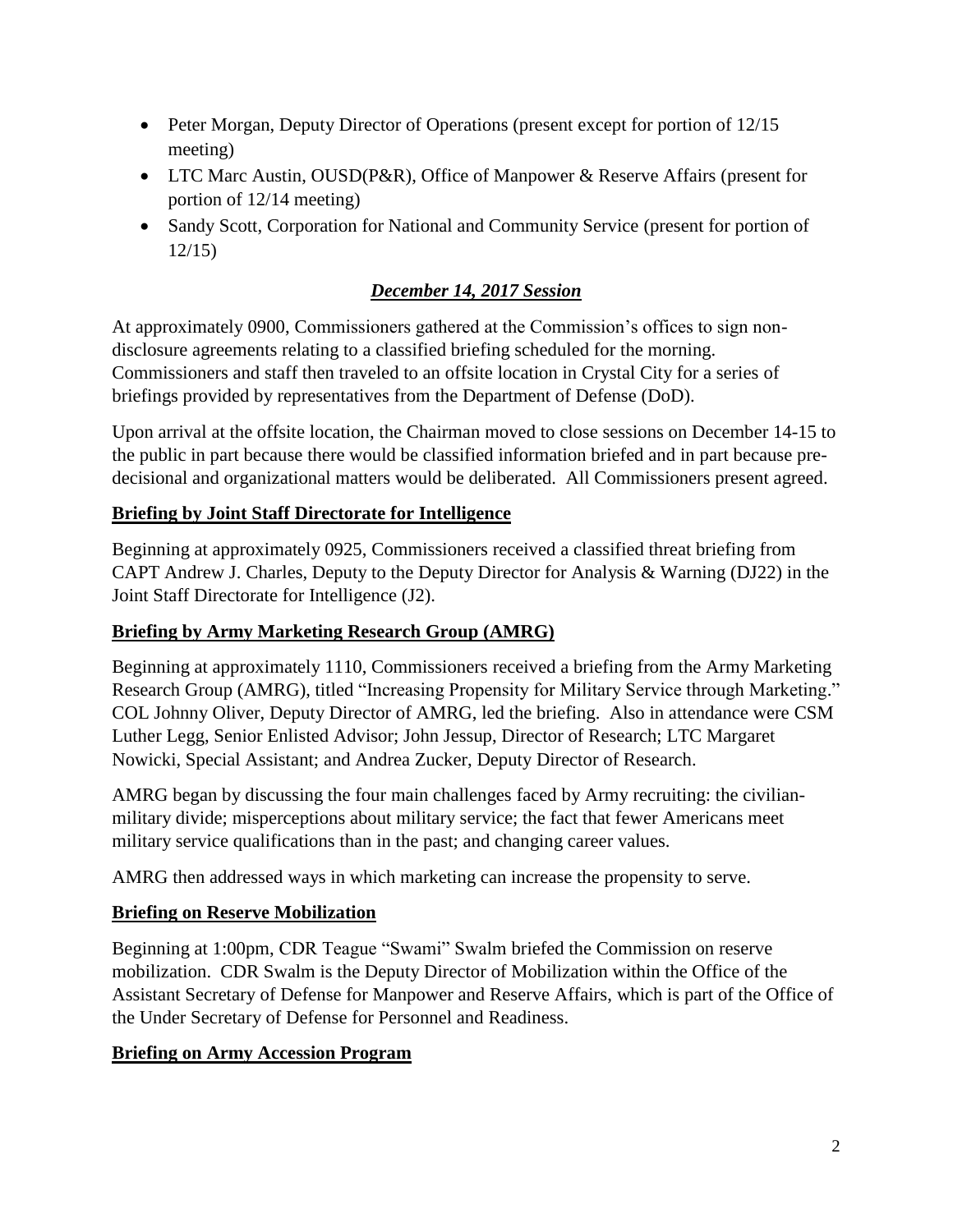- Peter Morgan, Deputy Director of Operations (present except for portion of 12/15 meeting)
- LTC Marc Austin, OUSD(P&R), Office of Manpower & Reserve Affairs (present for portion of 12/14 meeting)
- Sandy Scott, Corporation for National and Community Service (present for portion of 12/15)

## ***December 14, 2017 Session***

At approximately 0900, Commissioners gathered at the Commission's offices to sign non-disclosure agreements relating to a classified briefing scheduled for the morning. Commissioners and staff then traveled to an offsite location in Crystal City for a series of briefings provided by representatives from the Department of Defense (DoD).

Upon arrival at the offsite location, the Chairman moved to close sessions on December 14-15 to the public in part because there would be classified information briefed and in part because pre-decisional and organizational matters would be deliberated. All Commissioners present agreed.

### **Briefing by Joint Staff Directorate for Intelligence**

Beginning at approximately 0925, Commissioners received a classified threat briefing from CAPT Andrew J. Charles, Deputy to the Deputy Director for Analysis & Warning (DJ22) in the Joint Staff Directorate for Intelligence (J2).

### **Briefing by Army Marketing Research Group (AMRG)**

Beginning at approximately 1110, Commissioners received a briefing from the Army Marketing Research Group (AMRG), titled "Increasing Propensity for Military Service through Marketing." COL Johnny Oliver, Deputy Director of AMRG, led the briefing. Also in attendance were CSM Luther Legg, Senior Enlisted Advisor; John Jessup, Director of Research; LTC Margaret Nowicki, Special Assistant; and Andrea Zucker, Deputy Director of Research.

AMRG began by discussing the four main challenges faced by Army recruiting: the civilian-military divide; misperceptions about military service; the fact that fewer Americans meet military service qualifications than in the past; and changing career values.

AMRG then addressed ways in which marketing can increase the propensity to serve.

### **Briefing on Reserve Mobilization**

Beginning at 1:00pm, CDR Teague "Swami" Swalm briefed the Commission on reserve mobilization. CDR Swalm is the Deputy Director of Mobilization within the Office of the Assistant Secretary of Defense for Manpower and Reserve Affairs, which is part of the Office of the Under Secretary of Defense for Personnel and Readiness.

### **Briefing on Army Accession Program**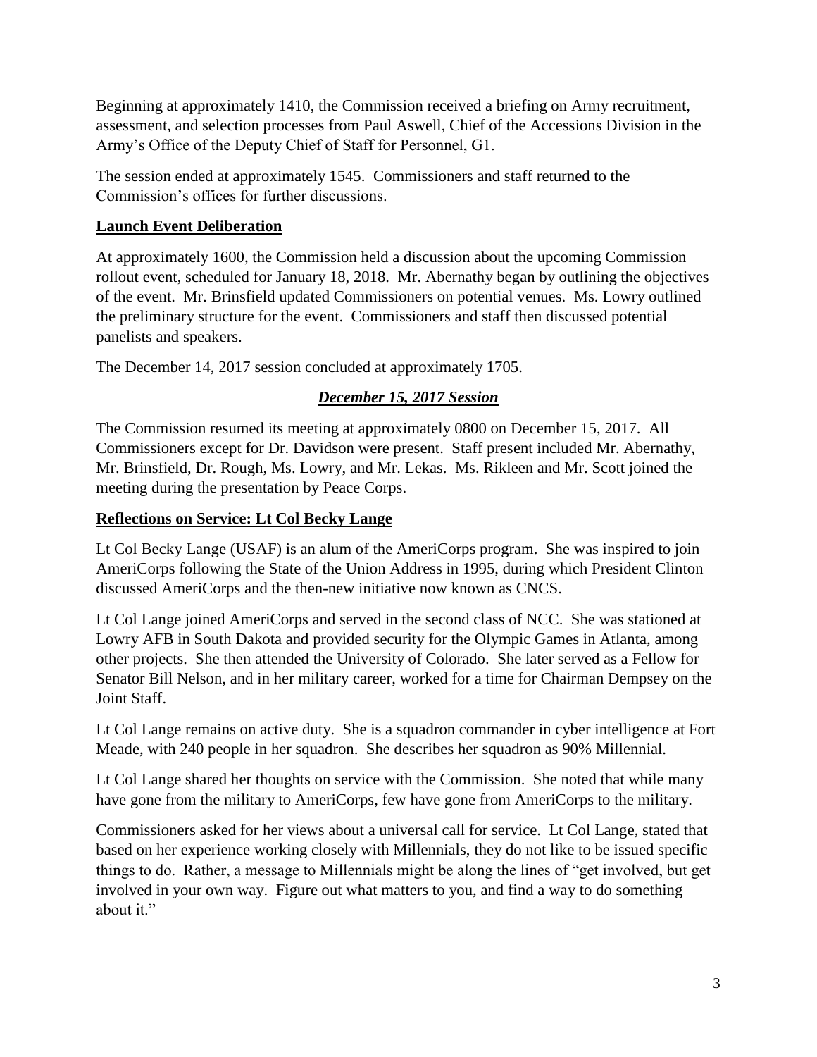Beginning at approximately 1410, the Commission received a briefing on Army recruitment, assessment, and selection processes from Paul Aswell, Chief of the Accessions Division in the Army's Office of the Deputy Chief of Staff for Personnel, G1.

The session ended at approximately 1545. Commissioners and staff returned to the Commission's offices for further discussions.

## Launch Event Deliberation

At approximately 1600, the Commission held a discussion about the upcoming Commission rollout event, scheduled for January 18, 2018. Mr. Abernathy began by outlining the objectives of the event. Mr. Brinsfield updated Commissioners on potential venues. Ms. Lowry outlined the preliminary structure for the event. Commissioners and staff then discussed potential panelists and speakers.

The December 14, 2017 session concluded at approximately 1705.

## *December 15, 2017 Session*

The Commission resumed its meeting at approximately 0800 on December 15, 2017. All Commissioners except for Dr. Davidson were present. Staff present included Mr. Abernathy, Mr. Brinsfield, Dr. Rough, Ms. Lowry, and Mr. Lekas. Ms. Rikleen and Mr. Scott joined the meeting during the presentation by Peace Corps.

## Reflections on Service: Lt Col Becky Lange

Lt Col Becky Lange (USAF) is an alum of the AmeriCorps program. She was inspired to join AmeriCorps following the State of the Union Address in 1995, during which President Clinton discussed AmeriCorps and the then-new initiative now known as CNCS.

Lt Col Lange joined AmeriCorps and served in the second class of NCC. She was stationed at Lowry AFB in South Dakota and provided security for the Olympic Games in Atlanta, among other projects. She then attended the University of Colorado. She later served as a Fellow for Senator Bill Nelson, and in her military career, worked for a time for Chairman Dempsey on the Joint Staff.

Lt Col Lange remains on active duty. She is a squadron commander in cyber intelligence at Fort Meade, with 240 people in her squadron. She describes her squadron as 90% Millennial.

Lt Col Lange shared her thoughts on service with the Commission. She noted that while many have gone from the military to AmeriCorps, few have gone from AmeriCorps to the military.

Commissioners asked for her views about a universal call for service. Lt Col Lange, stated that based on her experience working closely with Millennials, they do not like to be issued specific things to do. Rather, a message to Millennials might be along the lines of "get involved, but get involved in your own way. Figure out what matters to you, and find a way to do something about it."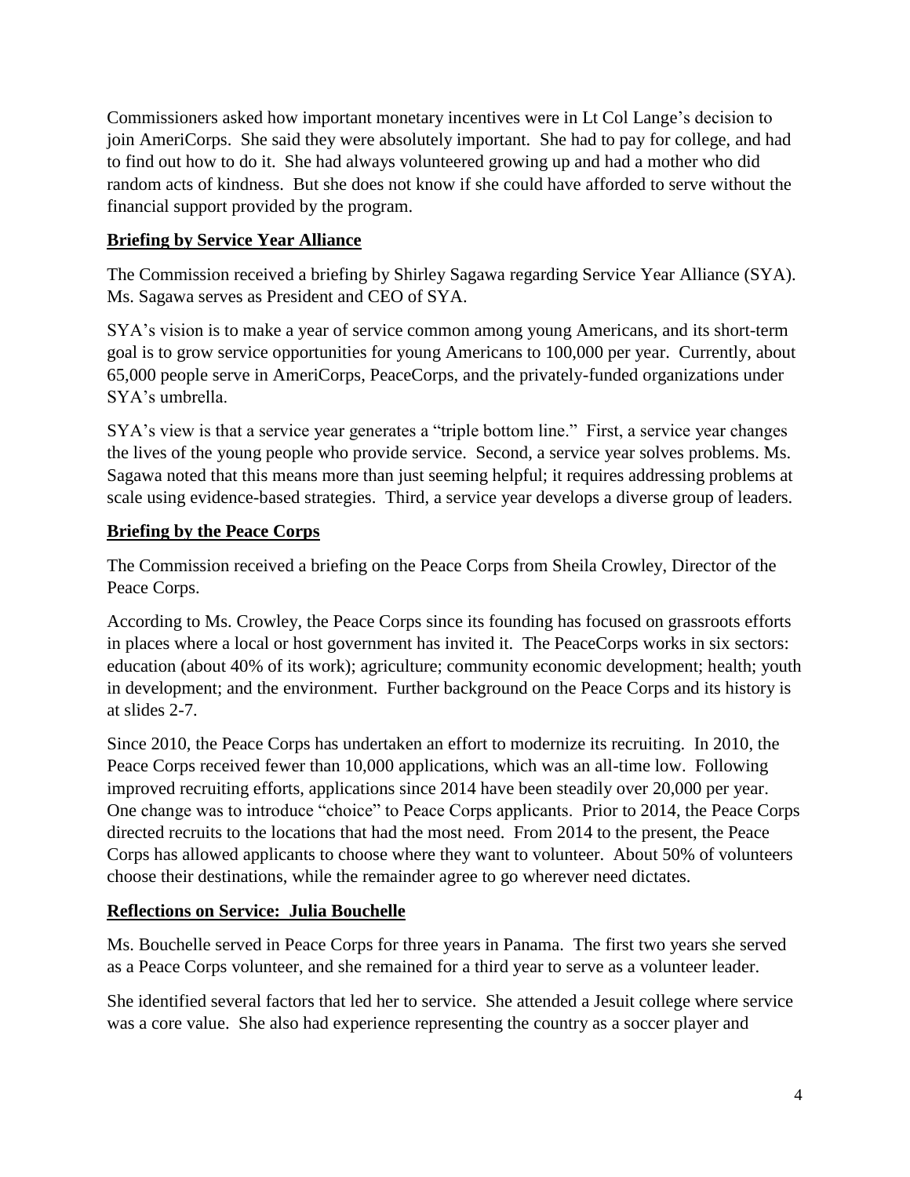Commissioners asked how important monetary incentives were in Lt Col Lange's decision to join AmeriCorps. She said they were absolutely important. She had to pay for college, and had to find out how to do it. She had always volunteered growing up and had a mother who did random acts of kindness. But she does not know if she could have afforded to serve without the financial support provided by the program.

## Briefing by Service Year Alliance

The Commission received a briefing by Shirley Sagawa regarding Service Year Alliance (SYA). Ms. Sagawa serves as President and CEO of SYA.

SYA's vision is to make a year of service common among young Americans, and its short-term goal is to grow service opportunities for young Americans to 100,000 per year. Currently, about 65,000 people serve in AmeriCorps, PeaceCorps, and the privately-funded organizations under SYA's umbrella.

SYA's view is that a service year generates a "triple bottom line." First, a service year changes the lives of the young people who provide service. Second, a service year solves problems. Ms. Sagawa noted that this means more than just seeming helpful; it requires addressing problems at scale using evidence-based strategies. Third, a service year develops a diverse group of leaders.

## Briefing by the Peace Corps

The Commission received a briefing on the Peace Corps from Sheila Crowley, Director of the Peace Corps.

According to Ms. Crowley, the Peace Corps since its founding has focused on grassroots efforts in places where a local or host government has invited it. The PeaceCorps works in six sectors: education (about 40% of its work); agriculture; community economic development; health; youth in development; and the environment. Further background on the Peace Corps and its history is at slides 2-7.

Since 2010, the Peace Corps has undertaken an effort to modernize its recruiting. In 2010, the Peace Corps received fewer than 10,000 applications, which was an all-time low. Following improved recruiting efforts, applications since 2014 have been steadily over 20,000 per year. One change was to introduce "choice" to Peace Corps applicants. Prior to 2014, the Peace Corps directed recruits to the locations that had the most need. From 2014 to the present, the Peace Corps has allowed applicants to choose where they want to volunteer. About 50% of volunteers choose their destinations, while the remainder agree to go wherever need dictates.

## Reflections on Service: Julia Bouchelle

Ms. Bouchelle served in Peace Corps for three years in Panama. The first two years she served as a Peace Corps volunteer, and she remained for a third year to serve as a volunteer leader.

She identified several factors that led her to service. She attended a Jesuit college where service was a core value. She also had experience representing the country as a soccer player and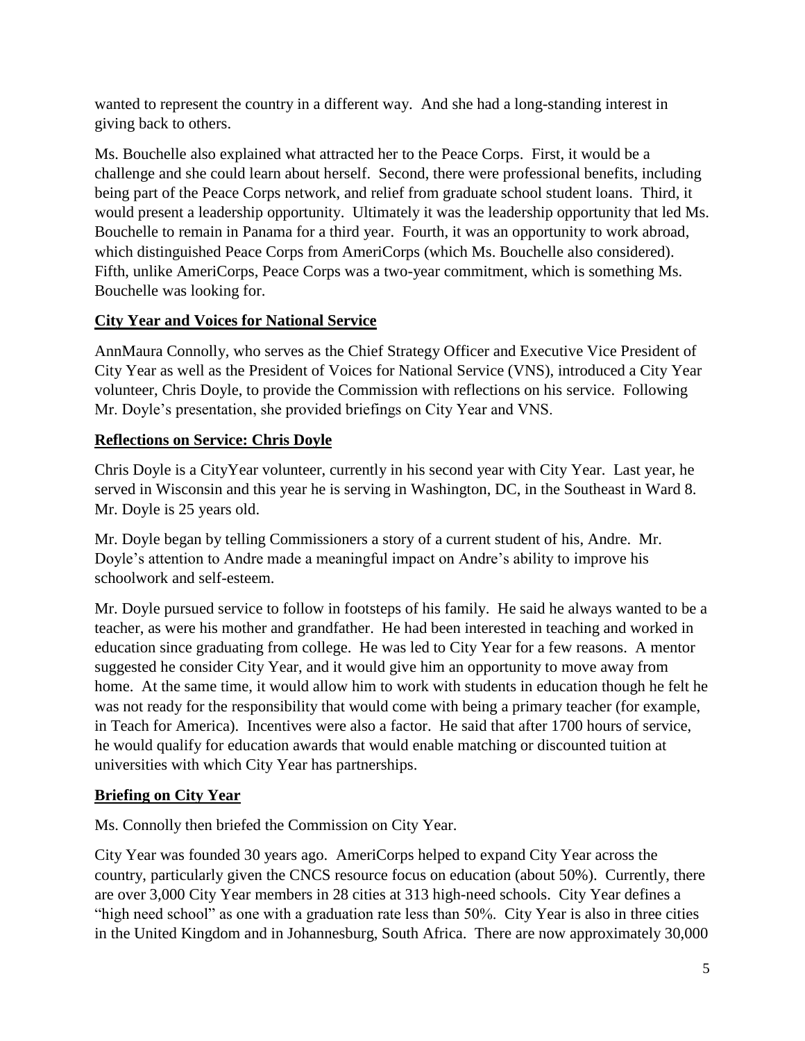wanted to represent the country in a different way. And she had a long-standing interest in giving back to others.

Ms. Bouchelle also explained what attracted her to the Peace Corps. First, it would be a challenge and she could learn about herself. Second, there were professional benefits, including being part of the Peace Corps network, and relief from graduate school student loans. Third, it would present a leadership opportunity. Ultimately it was the leadership opportunity that led Ms. Bouchelle to remain in Panama for a third year. Fourth, it was an opportunity to work abroad, which distinguished Peace Corps from AmeriCorps (which Ms. Bouchelle also considered). Fifth, unlike AmeriCorps, Peace Corps was a two-year commitment, which is something Ms. Bouchelle was looking for.

## City Year and Voices for National Service

AnnMaura Connolly, who serves as the Chief Strategy Officer and Executive Vice President of City Year as well as the President of Voices for National Service (VNS), introduced a City Year volunteer, Chris Doyle, to provide the Commission with reflections on his service. Following Mr. Doyle's presentation, she provided briefings on City Year and VNS.

## Reflections on Service: Chris Doyle

Chris Doyle is a CityYear volunteer, currently in his second year with City Year. Last year, he served in Wisconsin and this year he is serving in Washington, DC, in the Southeast in Ward 8. Mr. Doyle is 25 years old.

Mr. Doyle began by telling Commissioners a story of a current student of his, Andre. Mr. Doyle's attention to Andre made a meaningful impact on Andre's ability to improve his schoolwork and self-esteem.

Mr. Doyle pursued service to follow in footsteps of his family. He said he always wanted to be a teacher, as were his mother and grandfather. He had been interested in teaching and worked in education since graduating from college. He was led to City Year for a few reasons. A mentor suggested he consider City Year, and it would give him an opportunity to move away from home. At the same time, it would allow him to work with students in education though he felt he was not ready for the responsibility that would come with being a primary teacher (for example, in Teach for America). Incentives were also a factor. He said that after 1700 hours of service, he would qualify for education awards that would enable matching or discounted tuition at universities with which City Year has partnerships.

## Briefing on City Year

Ms. Connolly then briefed the Commission on City Year.

City Year was founded 30 years ago. AmeriCorps helped to expand City Year across the country, particularly given the CNCS resource focus on education (about 50%). Currently, there are over 3,000 City Year members in 28 cities at 313 high-need schools. City Year defines a "high need school" as one with a graduation rate less than 50%. City Year is also in three cities in the United Kingdom and in Johannesburg, South Africa. There are now approximately 30,000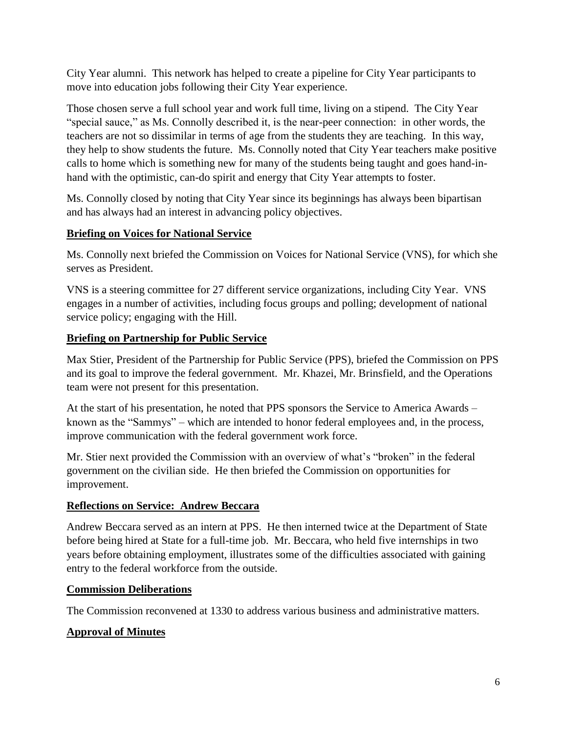City Year alumni. This network has helped to create a pipeline for City Year participants to move into education jobs following their City Year experience.

Those chosen serve a full school year and work full time, living on a stipend. The City Year "special sauce," as Ms. Connolly described it, is the near-peer connection: in other words, the teachers are not so dissimilar in terms of age from the students they are teaching. In this way, they help to show students the future. Ms. Connolly noted that City Year teachers make positive calls to home which is something new for many of the students being taught and goes hand-in-hand with the optimistic, can-do spirit and energy that City Year attempts to foster.

Ms. Connolly closed by noting that City Year since its beginnings has always been bipartisan and has always had an interest in advancing policy objectives.

## Briefing on Voices for National Service

Ms. Connolly next briefed the Commission on Voices for National Service (VNS), for which she serves as President.

VNS is a steering committee for 27 different service organizations, including City Year. VNS engages in a number of activities, including focus groups and polling; development of national service policy; engaging with the Hill.

## Briefing on Partnership for Public Service

Max Stier, President of the Partnership for Public Service (PPS), briefed the Commission on PPS and its goal to improve the federal government. Mr. Khazei, Mr. Brinsfield, and the Operations team were not present for this presentation.

At the start of his presentation, he noted that PPS sponsors the Service to America Awards – known as the "Sammys" – which are intended to honor federal employees and, in the process, improve communication with the federal government work force.

Mr. Stier next provided the Commission with an overview of what's "broken" in the federal government on the civilian side. He then briefed the Commission on opportunities for improvement.

## Reflections on Service: Andrew Beccara

Andrew Beccara served as an intern at PPS. He then interned twice at the Department of State before being hired at State for a full-time job. Mr. Beccara, who held five internships in two years before obtaining employment, illustrates some of the difficulties associated with gaining entry to the federal workforce from the outside.

## Commission Deliberations

The Commission reconvened at 1330 to address various business and administrative matters.

## Approval of Minutes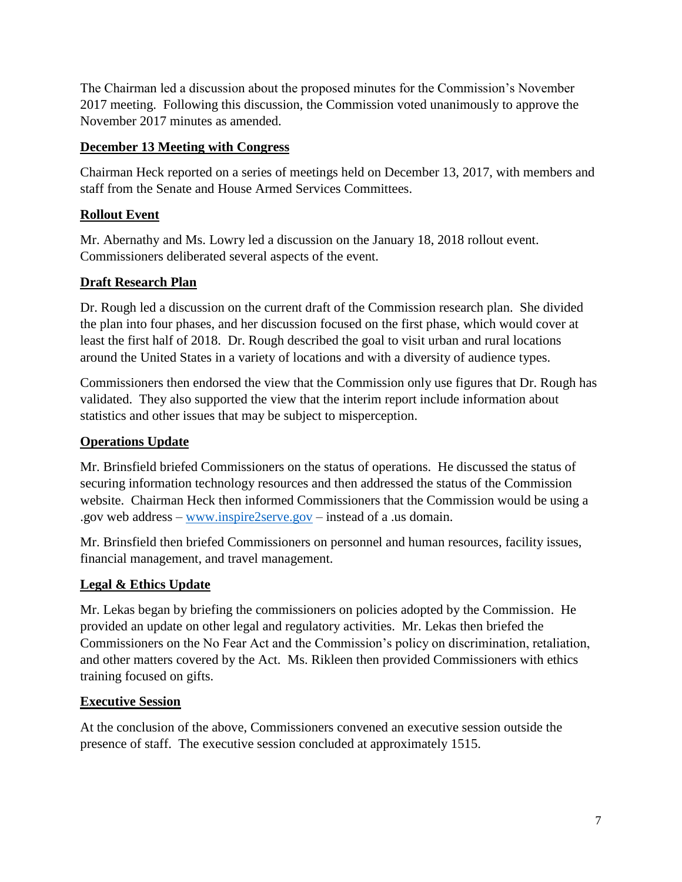The Chairman led a discussion about the proposed minutes for the Commission's November 2017 meeting. Following this discussion, the Commission voted unanimously to approve the November 2017 minutes as amended.

## December 13 Meeting with Congress

Chairman Heck reported on a series of meetings held on December 13, 2017, with members and staff from the Senate and House Armed Services Committees.

## Rollout Event

Mr. Abernathy and Ms. Lowry led a discussion on the January 18, 2018 rollout event. Commissioners deliberated several aspects of the event.

## Draft Research Plan

Dr. Rough led a discussion on the current draft of the Commission research plan. She divided the plan into four phases, and her discussion focused on the first phase, which would cover at least the first half of 2018. Dr. Rough described the goal to visit urban and rural locations around the United States in a variety of locations and with a diversity of audience types.

Commissioners then endorsed the view that the Commission only use figures that Dr. Rough has validated. They also supported the view that the interim report include information about statistics and other issues that may be subject to misperception.

## Operations Update

Mr. Brinsfield briefed Commissioners on the status of operations. He discussed the status of securing information technology resources and then addressed the status of the Commission website. Chairman Heck then informed Commissioners that the Commission would be using a .gov web address – [www.inspire2serve.gov](http://www.inspire2serve.gov) – instead of a .us domain.

Mr. Brinsfield then briefed Commissioners on personnel and human resources, facility issues, financial management, and travel management.

## Legal & Ethics Update

Mr. Lekas began by briefing the commissioners on policies adopted by the Commission. He provided an update on other legal and regulatory activities. Mr. Lekas then briefed the Commissioners on the No Fear Act and the Commission's policy on discrimination, retaliation, and other matters covered by the Act. Ms. Rikleen then provided Commissioners with ethics training focused on gifts.

## Executive Session

At the conclusion of the above, Commissioners convened an executive session outside the presence of staff. The executive session concluded at approximately 1515.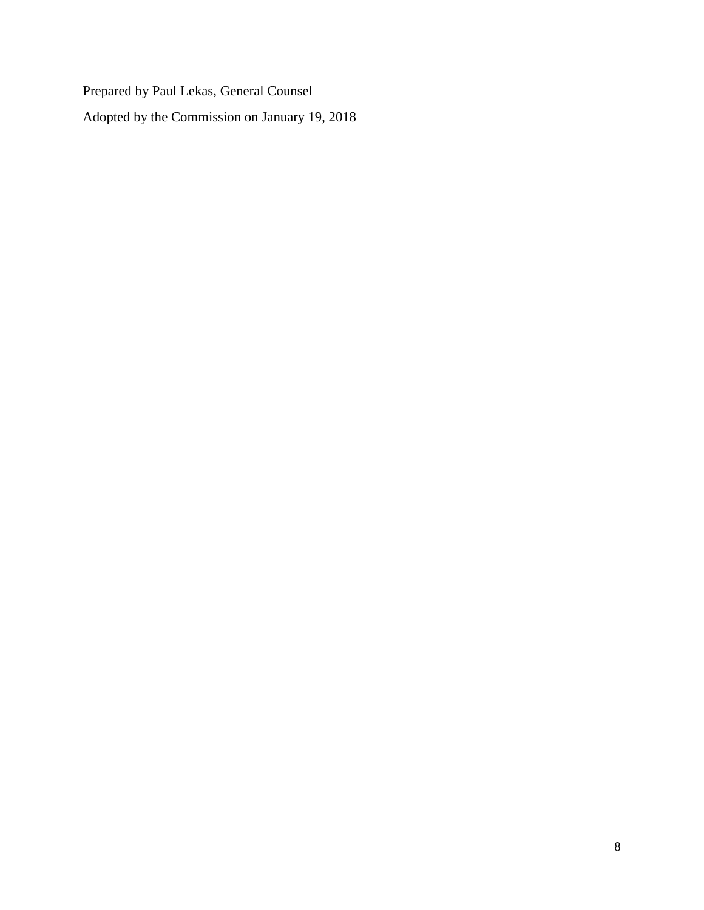Prepared by Paul Lekas, General Counsel

Adopted by the Commission on January 19, 2018